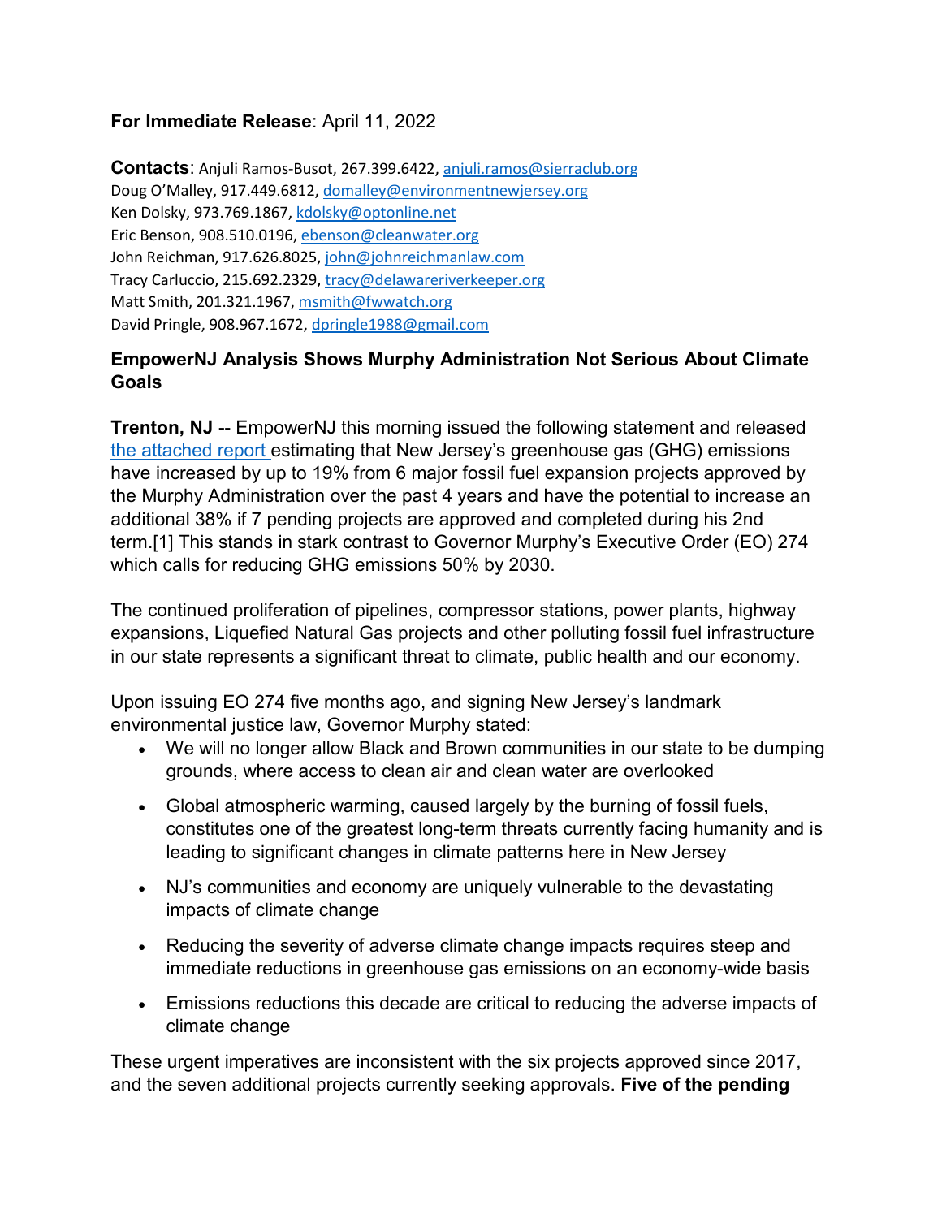**For Immediate Release**: April 11, 2022

**Contacts**: Anjuli Ramos-Busot, 267.399.6422, anjuli.ramos@sierraclub.org
Doug O'Malley, 917.449.6812, domalley@environmentnewjersey.org
Ken Dolsky, 973.769.1867, kdolsky@optonline.net
Eric Benson, 908.510.0196, ebenson@cleanwater.org
John Reichman, 917.626.8025, john@johnreichmanlaw.com
Tracy Carluccio, 215.692.2329, tracy@delawareriverkeeper.org
Matt Smith, 201.321.1967, msmith@fwwatch.org
David Pringle, 908.967.1672, dpringle1988@gmail.com

**EmpowerNJ Analysis Shows Murphy Administration Not Serious About Climate Goals**

**Trenton, NJ** -- EmpowerNJ this morning issued the following statement and released the attached report estimating that New Jersey's greenhouse gas (GHG) emissions have increased by up to 19% from 6 major fossil fuel expansion projects approved by the Murphy Administration over the past 4 years and have the potential to increase an additional 38% if 7 pending projects are approved and completed during his 2nd term.[1] This stands in stark contrast to Governor Murphy's Executive Order (EO) 274 which calls for reducing GHG emissions 50% by 2030.

The continued proliferation of pipelines, compressor stations, power plants, highway expansions, Liquefied Natural Gas projects and other polluting fossil fuel infrastructure in our state represents a significant threat to climate, public health and our economy.

Upon issuing EO 274 five months ago, and signing New Jersey's landmark environmental justice law, Governor Murphy stated:

- We will no longer allow Black and Brown communities in our state to be dumping grounds, where access to clean air and clean water are overlooked
- Global atmospheric warming, caused largely by the burning of fossil fuels, constitutes one of the greatest long-term threats currently facing humanity and is leading to significant changes in climate patterns here in New Jersey
- NJ's communities and economy are uniquely vulnerable to the devastating impacts of climate change
- Reducing the severity of adverse climate change impacts requires steep and immediate reductions in greenhouse gas emissions on an economy-wide basis
- Emissions reductions this decade are critical to reducing the adverse impacts of climate change

These urgent imperatives are inconsistent with the six projects approved since 2017, and the seven additional projects currently seeking approvals. **Five of the pending**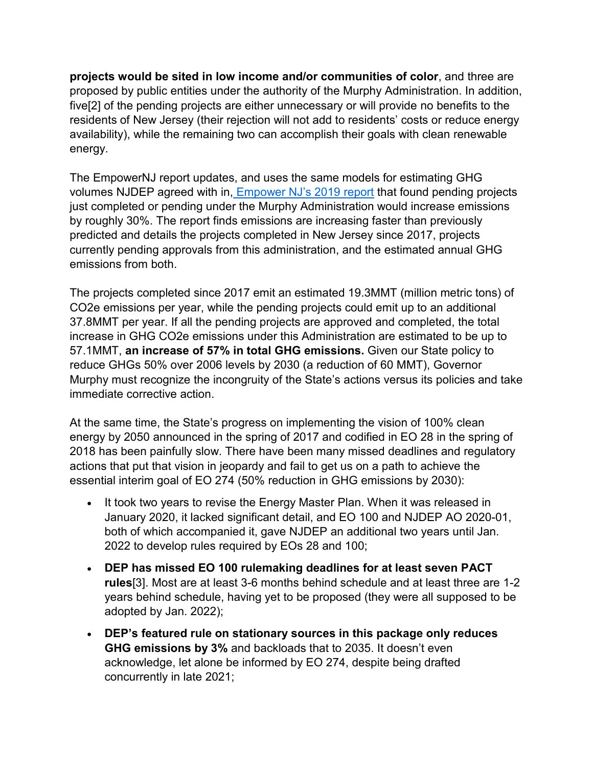**projects would be sited in low income and/or communities of color**, and three are proposed by public entities under the authority of the Murphy Administration. In addition, five[2] of the pending projects are either unnecessary or will provide no benefits to the residents of New Jersey (their rejection will not add to residents' costs or reduce energy availability), while the remaining two can accomplish their goals with clean renewable energy.

The EmpowerNJ report updates, and uses the same models for estimating GHG volumes NJDEP agreed with in, Empower NJ's 2019 report that found pending projects just completed or pending under the Murphy Administration would increase emissions by roughly 30%. The report finds emissions are increasing faster than previously predicted and details the projects completed in New Jersey since 2017, projects currently pending approvals from this administration, and the estimated annual GHG emissions from both.

The projects completed since 2017 emit an estimated 19.3MMT (million metric tons) of CO2e emissions per year, while the pending projects could emit up to an additional 37.8MMT per year. If all the pending projects are approved and completed, the total increase in GHG CO2e emissions under this Administration are estimated to be up to 57.1MMT, **an increase of 57% in total GHG emissions.** Given our State policy to reduce GHGs 50% over 2006 levels by 2030 (a reduction of 60 MMT), Governor Murphy must recognize the incongruity of the State's actions versus its policies and take immediate corrective action.

At the same time, the State's progress on implementing the vision of 100% clean energy by 2050 announced in the spring of 2017 and codified in EO 28 in the spring of 2018 has been painfully slow. There have been many missed deadlines and regulatory actions that put that vision in jeopardy and fail to get us on a path to achieve the essential interim goal of EO 274 (50% reduction in GHG emissions by 2030):

- It took two years to revise the Energy Master Plan. When it was released in January 2020, it lacked significant detail, and EO 100 and NJDEP AO 2020-01, both of which accompanied it, gave NJDEP an additional two years until Jan. 2022 to develop rules required by EOs 28 and 100;
- **DEP has missed EO 100 rulemaking deadlines for at least seven PACT rules**[3]. Most are at least 3-6 months behind schedule and at least three are 1-2 years behind schedule, having yet to be proposed (they were all supposed to be adopted by Jan. 2022);
- **DEP's featured rule on stationary sources in this package only reduces GHG emissions by 3%** and backloads that to 2035. It doesn't even acknowledge, let alone be informed by EO 274, despite being drafted concurrently in late 2021;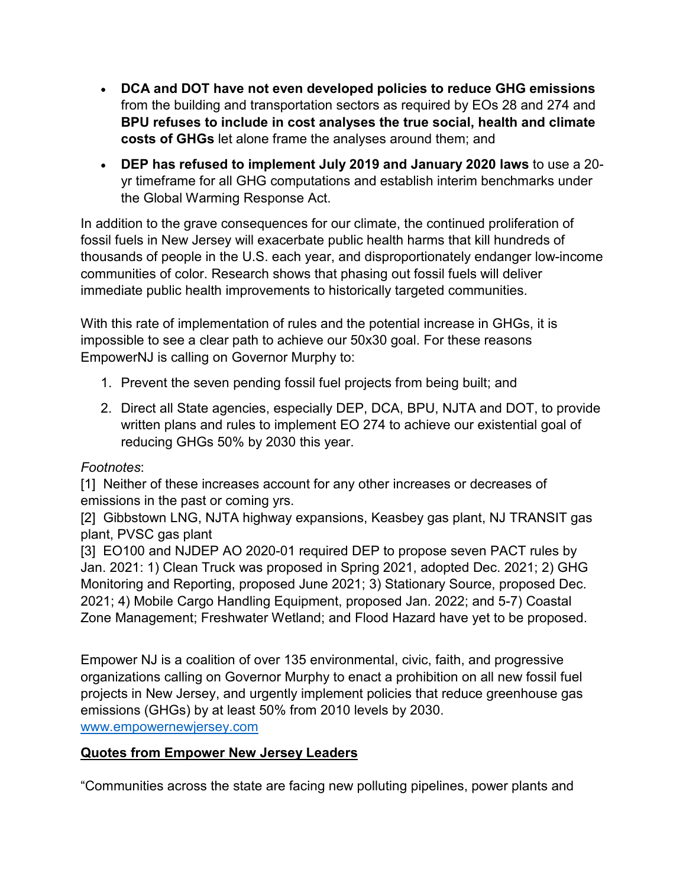- **DCA and DOT have not even developed policies to reduce GHG emissions** from the building and transportation sectors as required by EOs 28 and 274 and **BPU refuses to include in cost analyses the true social, health and climate costs of GHGs** let alone frame the analyses around them; and
- **DEP has refused to implement July 2019 and January 2020 laws** to use a 20-yr timeframe for all GHG computations and establish interim benchmarks under the Global Warming Response Act.

In addition to the grave consequences for our climate, the continued proliferation of fossil fuels in New Jersey will exacerbate public health harms that kill hundreds of thousands of people in the U.S. each year, and disproportionately endanger low-income communities of color. Research shows that phasing out fossil fuels will deliver immediate public health improvements to historically targeted communities.

With this rate of implementation of rules and the potential increase in GHGs, it is impossible to see a clear path to achieve our 50x30 goal. For these reasons EmpowerNJ is calling on Governor Murphy to:

1. Prevent the seven pending fossil fuel projects from being built; and
2. Direct all State agencies, especially DEP, DCA, BPU, NJTA and DOT, to provide written plans and rules to implement EO 274 to achieve our existential goal of reducing GHGs 50% by 2030 this year.

*Footnotes*:
[1] Neither of these increases account for any other increases or decreases of emissions in the past or coming yrs.
[2] Gibbstown LNG, NJTA highway expansions, Keasbey gas plant, NJ TRANSIT gas plant, PVSC gas plant
[3] EO100 and NJDEP AO 2020-01 required DEP to propose seven PACT rules by Jan. 2021: 1) Clean Truck was proposed in Spring 2021, adopted Dec. 2021; 2) GHG Monitoring and Reporting, proposed June 2021; 3) Stationary Source, proposed Dec. 2021; 4) Mobile Cargo Handling Equipment, proposed Jan. 2022; and 5-7) Coastal Zone Management; Freshwater Wetland; and Flood Hazard have yet to be proposed.

Empower NJ is a coalition of over 135 environmental, civic, faith, and progressive organizations calling on Governor Murphy to enact a prohibition on all new fossil fuel projects in New Jersey, and urgently implement policies that reduce greenhouse gas emissions (GHGs) by at least 50% from 2010 levels by 2030.
[www.empowernewjersey.com](http://www.empowernewjersey.com)

**Quotes from Empower New Jersey Leaders**

“Communities across the state are facing new polluting pipelines, power plants and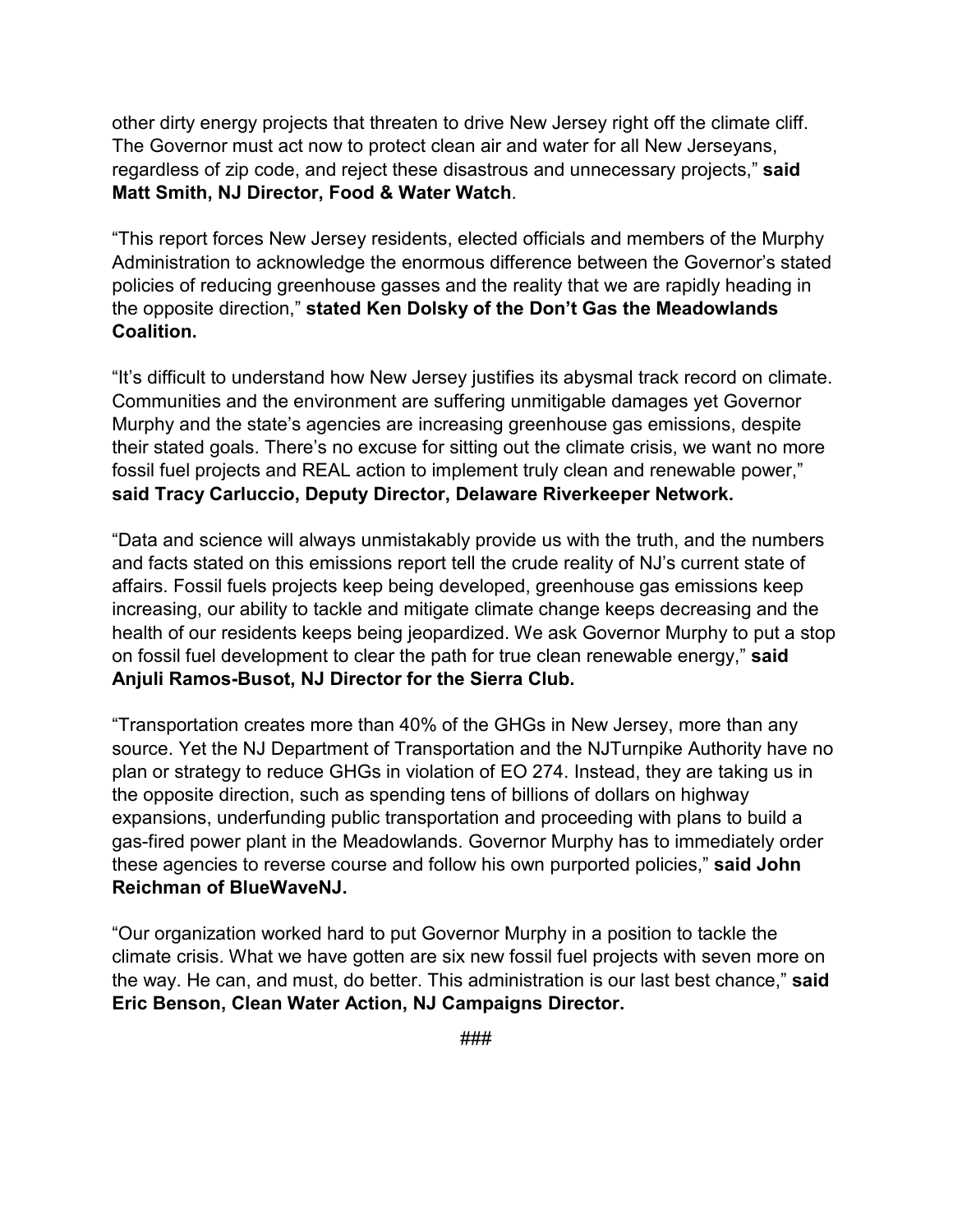other dirty energy projects that threaten to drive New Jersey right off the climate cliff. The Governor must act now to protect clean air and water for all New Jerseyans, regardless of zip code, and reject these disastrous and unnecessary projects," **said Matt Smith, NJ Director, Food & Water Watch**.

"This report forces New Jersey residents, elected officials and members of the Murphy Administration to acknowledge the enormous difference between the Governor's stated policies of reducing greenhouse gasses and the reality that we are rapidly heading in the opposite direction," **stated Ken Dolsky of the Don't Gas the Meadowlands Coalition.**

"It's difficult to understand how New Jersey justifies its abysmal track record on climate. Communities and the environment are suffering unmitigable damages yet Governor Murphy and the state's agencies are increasing greenhouse gas emissions, despite their stated goals. There's no excuse for sitting out the climate crisis, we want no more fossil fuel projects and REAL action to implement truly clean and renewable power," **said Tracy Carluccio, Deputy Director, Delaware Riverkeeper Network.**

"Data and science will always unmistakably provide us with the truth, and the numbers and facts stated on this emissions report tell the crude reality of NJ's current state of affairs. Fossil fuels projects keep being developed, greenhouse gas emissions keep increasing, our ability to tackle and mitigate climate change keeps decreasing and the health of our residents keeps being jeopardized. We ask Governor Murphy to put a stop on fossil fuel development to clear the path for true clean renewable energy," **said Anjuli Ramos-Busot, NJ Director for the Sierra Club.**

"Transportation creates more than 40% of the GHGs in New Jersey, more than any source. Yet the NJ Department of Transportation and the NJTurnpike Authority have no plan or strategy to reduce GHGs in violation of EO 274. Instead, they are taking us in the opposite direction, such as spending tens of billions of dollars on highway expansions, underfunding public transportation and proceeding with plans to build a gas-fired power plant in the Meadowlands. Governor Murphy has to immediately order these agencies to reverse course and follow his own purported policies," **said John Reichman of BlueWaveNJ.**

"Our organization worked hard to put Governor Murphy in a position to tackle the climate crisis. What we have gotten are six new fossil fuel projects with seven more on the way. He can, and must, do better. This administration is our last best chance," **said Eric Benson, Clean Water Action, NJ Campaigns Director.**

###